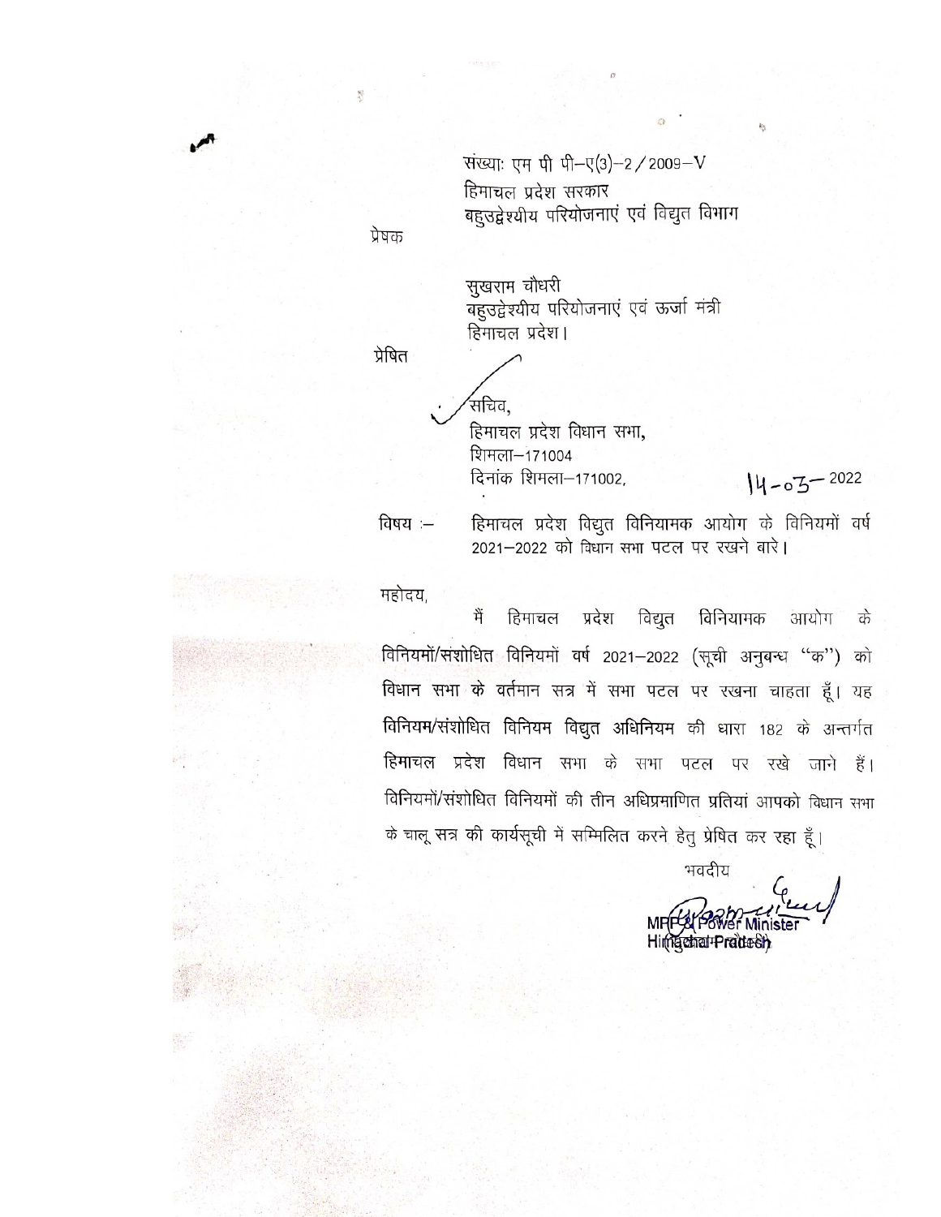संख्याः एम पी पी–ए(3)–2 / 2009–V
हिमाचल प्रदेश सरकार
बहुउद्देश्यीय परियोजनाएं एवं विद्युत विभाग

प्रेषक

सुखराम चौधरी
बहुउद्देश्यीय परियोजनाएं एवं ऊर्जा मंत्री
हिमाचल प्रदेश।

प्रेषित

सचिव,
हिमाचल प्रदेश विधान सभा,
शिमला–171004
दिनांक शिमला–171002, 14-03-2022

विषय :– हिमाचल प्रदेश विद्युत विनियामक आयोग के विनियमों वर्ष 2021–2022 को विधान सभा पटल पर रखने बारे।

महोदय,

मैं हिमाचल प्रदेश विद्युत विनियामक आयोग के विनियमों/संशोधित विनियमों वर्ष 2021–2022 (सूची अनुबन्ध "क") को विधान सभा के वर्तमान सत्र में सभा पटल पर रखना चाहता हूँ। यह विनियम/संशोधित विनियम विद्युत अधिनियम की धारा 182 के अन्तर्गत हिमाचल प्रदेश विधान सभा के सभा पटल पर रखे जाने हैं। विनियमों/संशोधित विनियमों की तीन अधिप्रमाणित प्रतियां आपको विधान सभा के चालू सत्र की कार्यसूची में सम्मिलित करने हेतु प्रेषित कर रहा हूँ।

भवदीय

MPP & Power Minister
Himachal Pradesh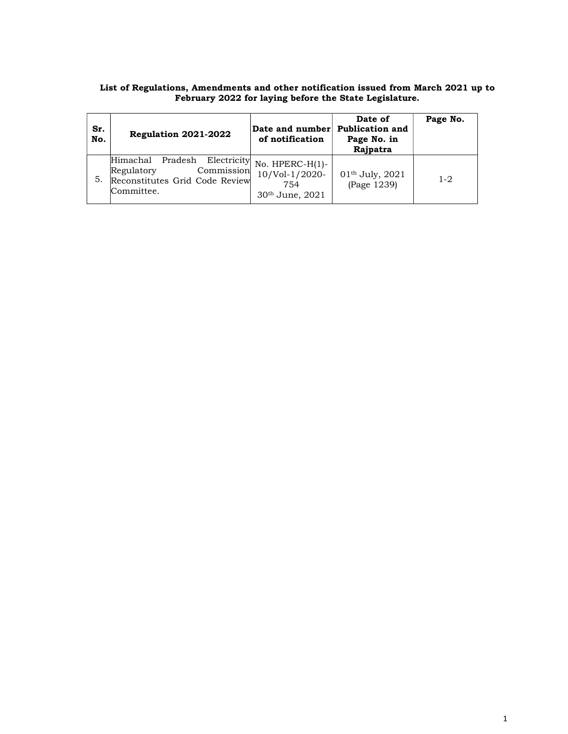**List of Regulations, Amendments and other notification issued from March 2021 up to February 2022 for laying before the State Legislature.**

| Sr. No. | Regulation 2021-2022 | Date and number of notification | Date of Publication and Page No. in Rajpatra | Page No. |
|---|---|---|---|---|
| 5. | Himachal Pradesh Electricity Regulatory Commission Reconstitutes Grid Code Review Committee. | No. HPERC-H(1)-10/Vol-1/2020-754 30th June, 2021 | 01th July, 2021 (Page 1239) | 1-2 |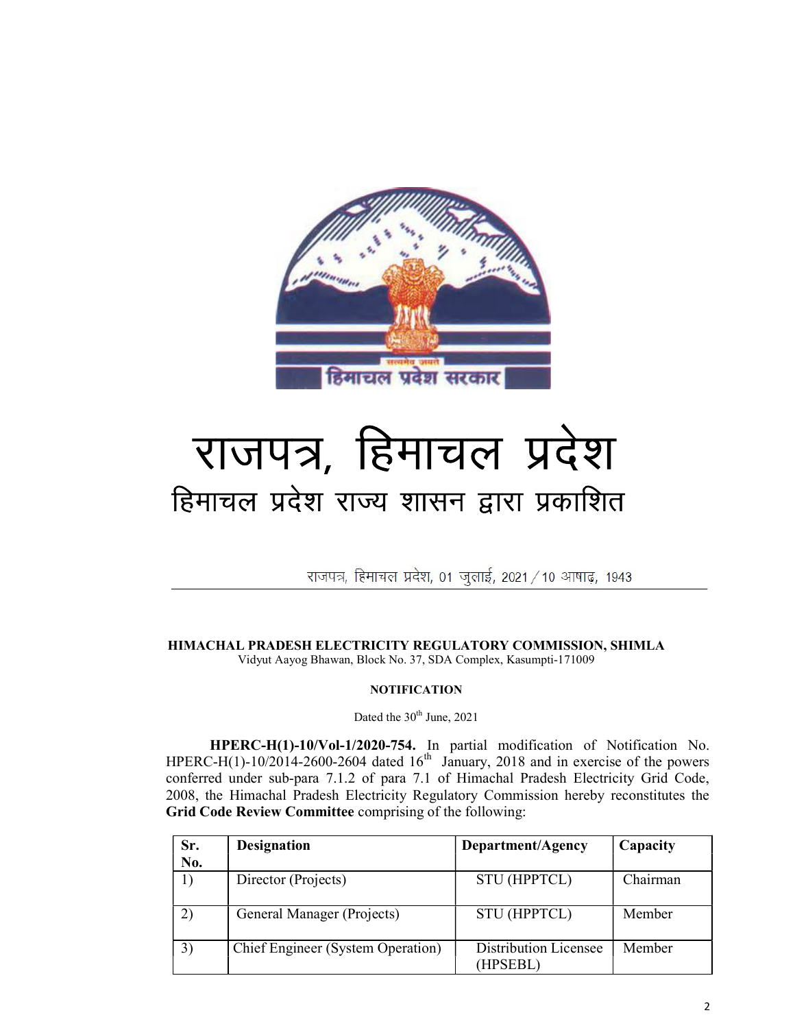# राजपत्र, हिमाचल प्रदेश

## हिमाचल प्रदेश राज्य शासन द्वारा प्रकाशित

राजपत्र, हिमाचल प्रदेश, 01 जुलाई, 2021 / 10 आषाढ़, 1943

---

**HIMACHAL PRADESH ELECTRICITY REGULATORY COMMISSION, SHIMLA**
Vidyut Aayog Bhawan, Block No. 37, SDA Complex, Kasumpti-171009

**NOTIFICATION**

Dated the 30th June, 2021

**HPERC-H(1)-10/Vol-1/2020-754.** In partial modification of Notification No. HPERC-H(1)-10/2014-2600-2604 dated 16th January, 2018 and in exercise of the powers conferred under sub-para 7.1.2 of para 7.1 of Himachal Pradesh Electricity Grid Code, 2008, the Himachal Pradesh Electricity Regulatory Commission hereby reconstitutes the **Grid Code Review Committee** comprising of the following:

| Sr. No. | Designation | Department/Agency | Capacity |
|---|---|---|---|
| 1) | Director (Projects) | STU (HPPTCL) | Chairman |
| 2) | General Manager (Projects) | STU (HPPTCL) | Member |
| 3) | Chief Engineer (System Operation) | Distribution Licensee (HPSEBL) | Member |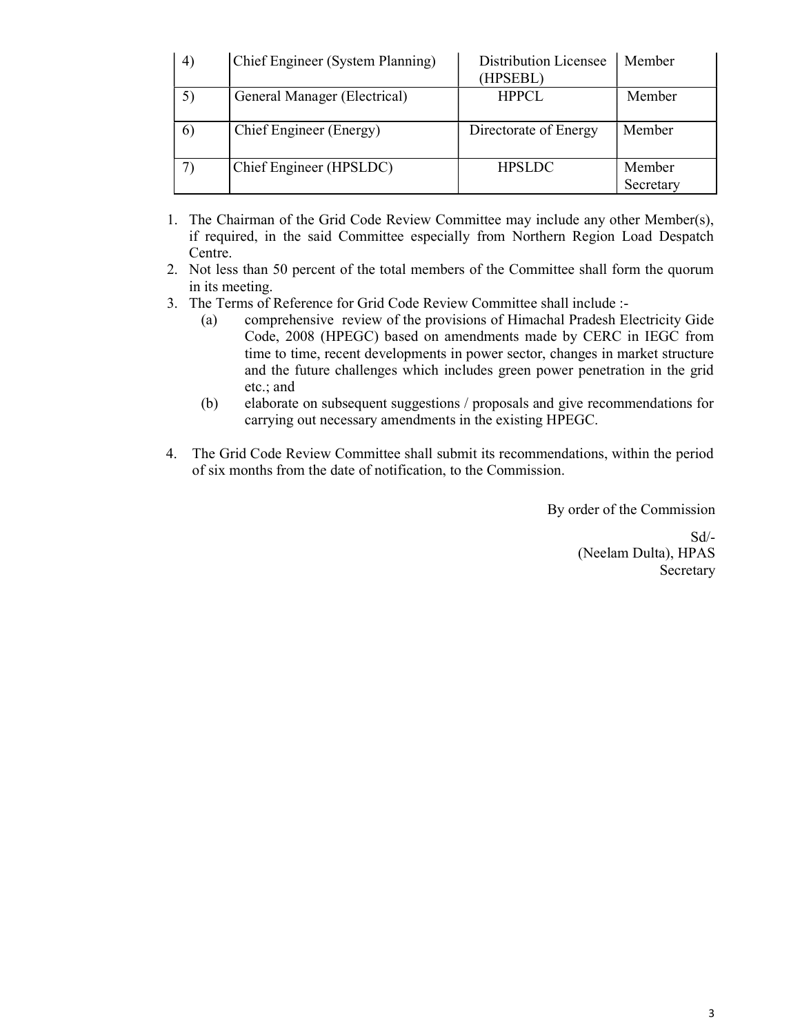| | | | |
|---|---|---|---|
| 4) | Chief Engineer (System Planning) | Distribution Licensee (HPSEBL) | Member |
| 5) | General Manager (Electrical) | HPPCL | Member |
| 6) | Chief Engineer (Energy) | Directorate of Energy | Member |
| 7) | Chief Engineer (HPSLDC) | HPSLDC | Member Secretary |

1. The Chairman of the Grid Code Review Committee may include any other Member(s), if required, in the said Committee especially from Northern Region Load Despatch Centre.
2. Not less than 50 percent of the total members of the Committee shall form the quorum in its meeting.
3. The Terms of Reference for Grid Code Review Committee shall include :-
   - (a) comprehensive review of the provisions of Himachal Pradesh Electricity Gide Code, 2008 (HPEGC) based on amendments made by CERC in IEGC from time to time, recent developments in power sector, changes in market structure and the future challenges which includes green power penetration in the grid etc.; and
   - (b) elaborate on subsequent suggestions / proposals and give recommendations for carrying out necessary amendments in the existing HPEGC.
4. The Grid Code Review Committee shall submit its recommendations, within the period of six months from the date of notification, to the Commission.

By order of the Commission

Sd/-
(Neelam Dulta), HPAS
Secretary